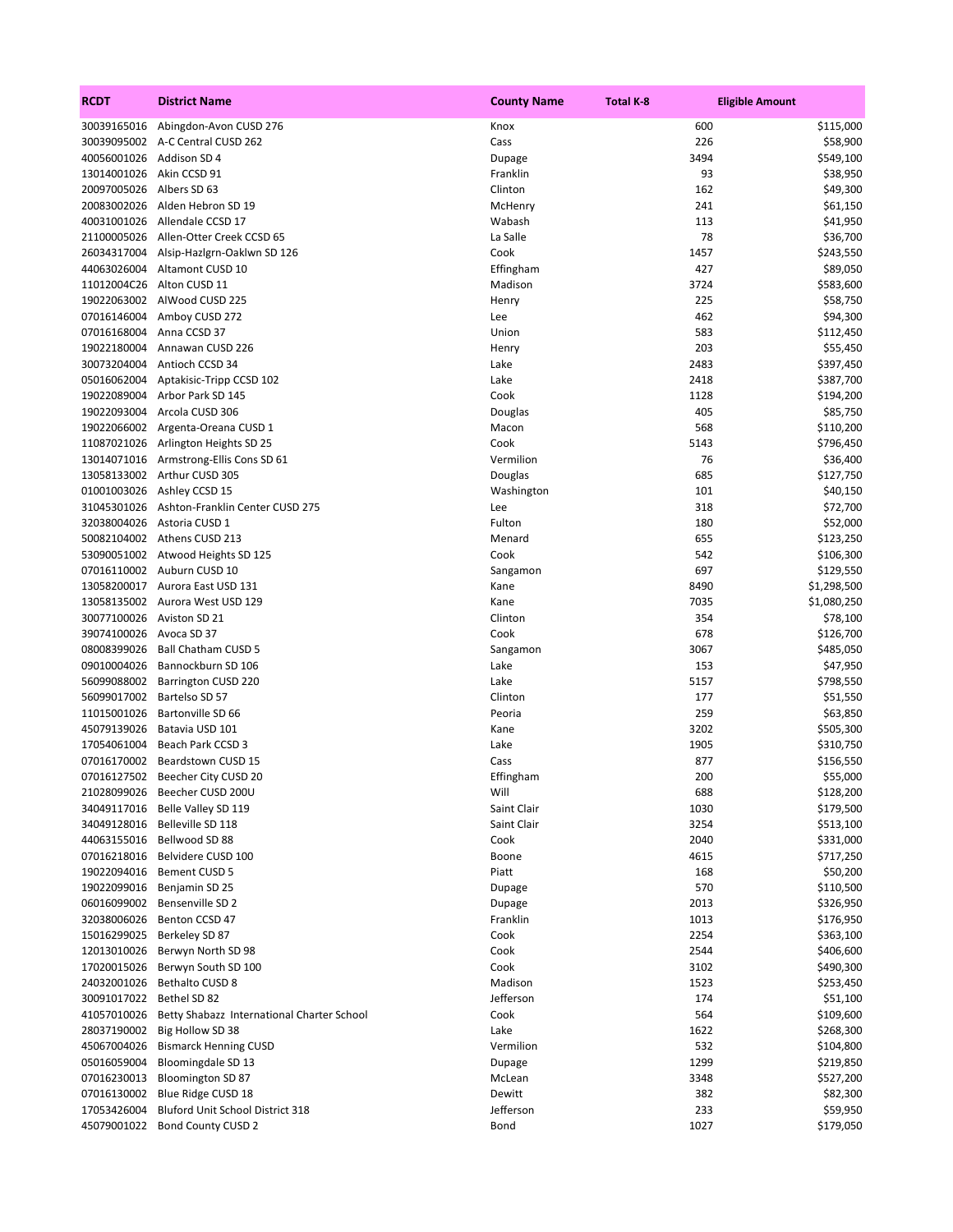| RCDT | District Name | County Name | Total K-8 | Eligible Amount |
|---|---|---|---|---|
| 30039165016 | Abingdon-Avon CUSD 276 | Knox | 600 | $115,000 |
| 30039095002 | A-C Central CUSD 262 | Cass | 226 | $58,900 |
| 40056001026 | Addison SD 4 | Dupage | 3494 | $549,100 |
| 13014001026 | Akin CCSD 91 | Franklin | 93 | $38,950 |
| 20097005026 | Albers SD 63 | Clinton | 162 | $49,300 |
| 20083002026 | Alden Hebron SD 19 | McHenry | 241 | $61,150 |
| 40031001026 | Allendale CCSD 17 | Wabash | 113 | $41,950 |
| 21100005026 | Allen-Otter Creek CCSD 65 | La Salle | 78 | $36,700 |
| 26034317004 | Alsip-Hazlgrn-Oaklwn SD 126 | Cook | 1457 | $243,550 |
| 44063026004 | Altamont CUSD 10 | Effingham | 427 | $89,050 |
| 11012004C26 | Alton CUSD 11 | Madison | 3724 | $583,600 |
| 19022063002 | AlWood CUSD 225 | Henry | 225 | $58,750 |
| 07016146004 | Amboy CUSD 272 | Lee | 462 | $94,300 |
| 07016168004 | Anna CCSD 37 | Union | 583 | $112,450 |
| 19022180004 | Annawan CUSD 226 | Henry | 203 | $55,450 |
| 30073204004 | Antioch CCSD 34 | Lake | 2483 | $397,450 |
| 05016062004 | Aptakisic-Tripp CCSD 102 | Lake | 2418 | $387,700 |
| 19022089004 | Arbor Park SD 145 | Cook | 1128 | $194,200 |
| 19022093004 | Arcola CUSD 306 | Douglas | 405 | $85,750 |
| 19022066002 | Argenta-Oreana CUSD 1 | Macon | 568 | $110,200 |
| 11087021026 | Arlington Heights SD 25 | Cook | 5143 | $796,450 |
| 13014071016 | Armstrong-Ellis Cons SD 61 | Vermilion | 76 | $36,400 |
| 13058133002 | Arthur CUSD 305 | Douglas | 685 | $127,750 |
| 01001003026 | Ashley CCSD 15 | Washington | 101 | $40,150 |
| 31045301026 | Ashton-Franklin Center CUSD 275 | Lee | 318 | $72,700 |
| 32038004026 | Astoria CUSD 1 | Fulton | 180 | $52,000 |
| 50082104002 | Athens CUSD 213 | Menard | 655 | $123,250 |
| 53090051002 | Atwood Heights SD 125 | Cook | 542 | $106,300 |
| 07016110002 | Auburn CUSD 10 | Sangamon | 697 | $129,550 |
| 13058200017 | Aurora East USD 131 | Kane | 8490 | $1,298,500 |
| 13058135002 | Aurora West USD 129 | Kane | 7035 | $1,080,250 |
| 30077100026 | Aviston SD 21 | Clinton | 354 | $78,100 |
| 39074100026 | Avoca SD 37 | Cook | 678 | $126,700 |
| 08008399026 | Ball Chatham CUSD 5 | Sangamon | 3067 | $485,050 |
| 09010004026 | Bannockburn SD 106 | Lake | 153 | $47,950 |
| 56099088002 | Barrington CUSD 220 | Lake | 5157 | $798,550 |
| 56099017002 | Bartelso SD 57 | Clinton | 177 | $51,550 |
| 11015001026 | Bartonville SD 66 | Peoria | 259 | $63,850 |
| 45079139026 | Batavia USD 101 | Kane | 3202 | $505,300 |
| 17054061004 | Beach Park CCSD 3 | Lake | 1905 | $310,750 |
| 07016170002 | Beardstown CUSD 15 | Cass | 877 | $156,550 |
| 07016127502 | Beecher City CUSD 20 | Effingham | 200 | $55,000 |
| 21028099026 | Beecher CUSD 200U | Will | 688 | $128,200 |
| 34049117016 | Belle Valley SD 119 | Saint Clair | 1030 | $179,500 |
| 34049128016 | Belleville SD 118 | Saint Clair | 3254 | $513,100 |
| 44063155016 | Bellwood SD 88 | Cook | 2040 | $331,000 |
| 07016218016 | Belvidere CUSD 100 | Boone | 4615 | $717,250 |
| 19022094016 | Bement CUSD 5 | Piatt | 168 | $50,200 |
| 19022099016 | Benjamin SD 25 | Dupage | 570 | $110,500 |
| 06016099002 | Bensenville SD 2 | Dupage | 2013 | $326,950 |
| 32038006026 | Benton CCSD 47 | Franklin | 1013 | $176,950 |
| 15016299025 | Berkeley SD 87 | Cook | 2254 | $363,100 |
| 12013010026 | Berwyn North SD 98 | Cook | 2544 | $406,600 |
| 17020015026 | Berwyn South SD 100 | Cook | 3102 | $490,300 |
| 24032001026 | Bethalto CUSD 8 | Madison | 1523 | $253,450 |
| 30091017022 | Bethel SD 82 | Jefferson | 174 | $51,100 |
| 41057010026 | Betty Shabazz International Charter School | Cook | 564 | $109,600 |
| 28037190002 | Big Hollow SD 38 | Lake | 1622 | $268,300 |
| 45067004026 | Bismarck Henning CUSD | Vermilion | 532 | $104,800 |
| 05016059004 | Bloomingdale SD 13 | Dupage | 1299 | $219,850 |
| 07016230013 | Bloomington SD 87 | McLean | 3348 | $527,200 |
| 07016130002 | Blue Ridge CUSD 18 | Dewitt | 382 | $82,300 |
| 17053426004 | Bluford Unit School District 318 | Jefferson | 233 | $59,950 |
| 45079001022 | Bond County CUSD 2 | Bond | 1027 | $179,050 |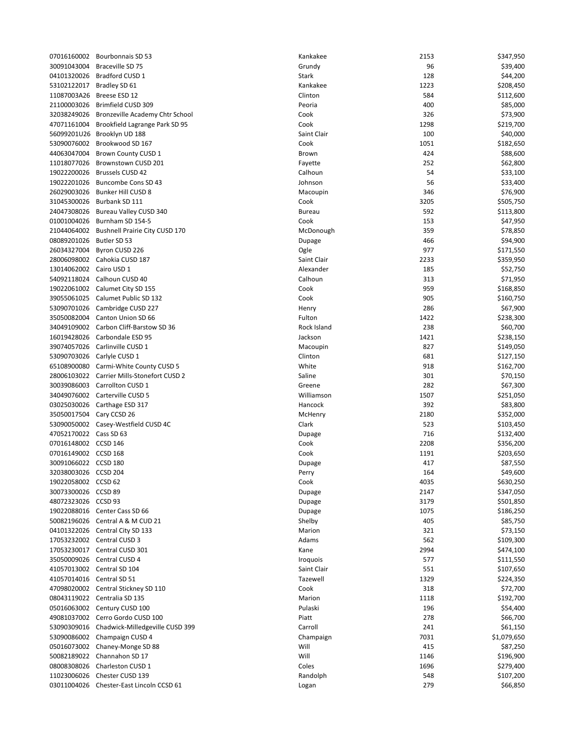| | | | | |
|---|---|---|---|---|
| 07016160002 | Bourbonnais SD 53 | Kankakee | 2153 | $347,950 |
| 30091043004 | Braceville SD 75 | Grundy | 96 | $39,400 |
| 04101320026 | Bradford CUSD 1 | Stark | 128 | $44,200 |
| 53102122017 | Bradley SD 61 | Kankakee | 1223 | $208,450 |
| 11087003A26 | Breese ESD 12 | Clinton | 584 | $112,600 |
| 21100003026 | Brimfield CUSD 309 | Peoria | 400 | $85,000 |
| 32038249026 | Bronzeville Academy Chtr School | Cook | 326 | $73,900 |
| 47071161004 | Brookfield Lagrange Park SD 95 | Cook | 1298 | $219,700 |
| 56099201U26 | Brooklyn UD 188 | Saint Clair | 100 | $40,000 |
| 53090076002 | Brookwood SD 167 | Cook | 1051 | $182,650 |
| 44063047004 | Brown County CUSD 1 | Brown | 424 | $88,600 |
| 11018077026 | Brownstown CUSD 201 | Fayette | 252 | $62,800 |
| 19022200026 | Brussels CUSD 42 | Calhoun | 54 | $33,100 |
| 19022201026 | Buncombe Cons SD 43 | Johnson | 56 | $33,400 |
| 26029003026 | Bunker Hill CUSD 8 | Macoupin | 346 | $76,900 |
| 31045300026 | Burbank SD 111 | Cook | 3205 | $505,750 |
| 24047308026 | Bureau Valley CUSD 340 | Bureau | 592 | $113,800 |
| 01001004026 | Burnham SD 154-5 | Cook | 153 | $47,950 |
| 21044064002 | Bushnell Prairie City CUSD 170 | McDonough | 359 | $78,850 |
| 08089201026 | Butler SD 53 | Dupage | 466 | $94,900 |
| 26034327004 | Byron CUSD 226 | Ogle | 977 | $171,550 |
| 28006098002 | Cahokia CUSD 187 | Saint Clair | 2233 | $359,950 |
| 13014062002 | Cairo USD 1 | Alexander | 185 | $52,750 |
| 54092118024 | Calhoun CUSD 40 | Calhoun | 313 | $71,950 |
| 19022061002 | Calumet City SD 155 | Cook | 959 | $168,850 |
| 39055061025 | Calumet Public SD 132 | Cook | 905 | $160,750 |
| 53090701026 | Cambridge CUSD 227 | Henry | 286 | $67,900 |
| 35050082004 | Canton Union SD 66 | Fulton | 1422 | $238,300 |
| 34049109002 | Carbon Cliff-Barstow SD 36 | Rock Island | 238 | $60,700 |
| 16019428026 | Carbondale ESD 95 | Jackson | 1421 | $238,150 |
| 39074057026 | Carlinville CUSD 1 | Macoupin | 827 | $149,050 |
| 53090703026 | Carlyle CUSD 1 | Clinton | 681 | $127,150 |
| 65108900080 | Carmi-White County CUSD 5 | White | 918 | $162,700 |
| 28006103022 | Carrier Mills-Stonefort CUSD 2 | Saline | 301 | $70,150 |
| 30039086003 | Carrollton CUSD 1 | Greene | 282 | $67,300 |
| 34049076002 | Carterville CUSD 5 | Williamson | 1507 | $251,050 |
| 03025030026 | Carthage ESD 317 | Hancock | 392 | $83,800 |
| 35050017504 | Cary CCSD 26 | McHenry | 2180 | $352,000 |
| 53090050002 | Casey-Westfield CUSD 4C | Clark | 523 | $103,450 |
| 47052170022 | Cass SD 63 | Dupage | 716 | $132,400 |
| 07016148002 | CCSD 146 | Cook | 2208 | $356,200 |
| 07016149002 | CCSD 168 | Cook | 1191 | $203,650 |
| 30091066022 | CCSD 180 | Dupage | 417 | $87,550 |
| 32038003026 | CCSD 204 | Perry | 164 | $49,600 |
| 19022058002 | CCSD 62 | Cook | 4035 | $630,250 |
| 30073300026 | CCSD 89 | Dupage | 2147 | $347,050 |
| 48072323026 | CCSD 93 | Dupage | 3179 | $501,850 |
| 19022088016 | Center Cass SD 66 | Dupage | 1075 | $186,250 |
| 50082196026 | Central A & M CUD 21 | Shelby | 405 | $85,750 |
| 04101322026 | Central City SD 133 | Marion | 321 | $73,150 |
| 17053232002 | Central CUSD 3 | Adams | 562 | $109,300 |
| 17053230017 | Central CUSD 301 | Kane | 2994 | $474,100 |
| 35050009026 | Central CUSD 4 | Iroquois | 577 | $111,550 |
| 41057013002 | Central SD 104 | Saint Clair | 551 | $107,650 |
| 41057014016 | Central SD 51 | Tazewell | 1329 | $224,350 |
| 47098020002 | Central Stickney SD 110 | Cook | 318 | $72,700 |
| 08043119022 | Centralia SD 135 | Marion | 1118 | $192,700 |
| 05016063002 | Century CUSD 100 | Pulaski | 196 | $54,400 |
| 49081037002 | Cerro Gordo CUSD 100 | Piatt | 278 | $66,700 |
| 53090309016 | Chadwick-Milledgeville CUSD 399 | Carroll | 241 | $61,150 |
| 53090086002 | Champaign CUSD 4 | Champaign | 7031 | $1,079,650 |
| 05016073002 | Chaney-Monge SD 88 | Will | 415 | $87,250 |
| 50082189022 | Channahon SD 17 | Will | 1146 | $196,900 |
| 08008308026 | Charleston CUSD 1 | Coles | 1696 | $279,400 |
| 11023006026 | Chester CUSD 139 | Randolph | 548 | $107,200 |
| 03011004026 | Chester-East Lincoln CCSD 61 | Logan | 279 | $66,850 |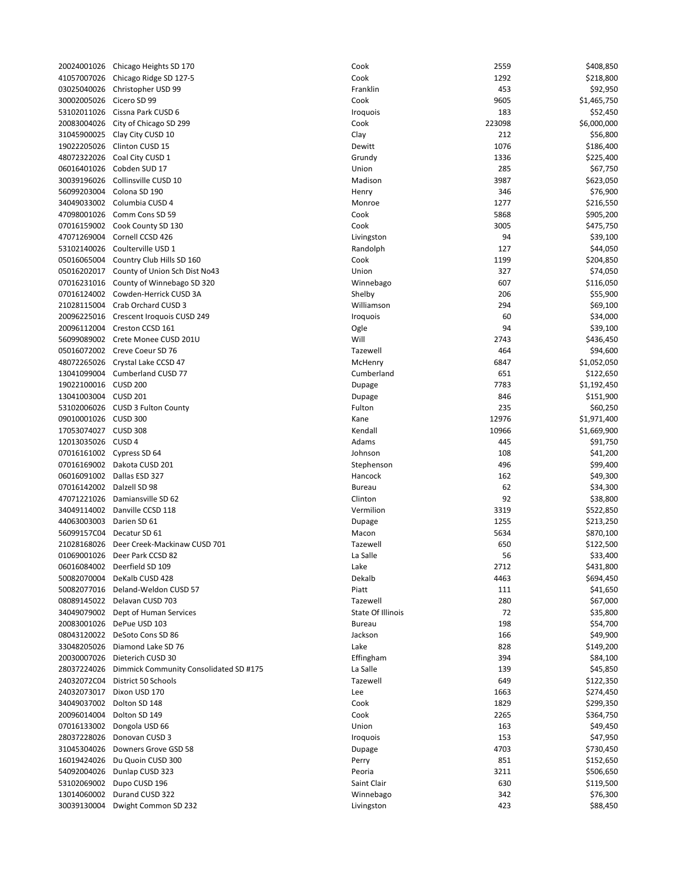| | | | | |
|---|---|---|---|---|
| 20024001026 | Chicago Heights SD 170 | Cook | 2559 | $408,850 |
| 41057007026 | Chicago Ridge SD 127-5 | Cook | 1292 | $218,800 |
| 03025040026 | Christopher USD 99 | Franklin | 453 | $92,950 |
| 30002005026 | Cicero SD 99 | Cook | 9605 | $1,465,750 |
| 53102011026 | Cissna Park CUSD 6 | Iroquois | 183 | $52,450 |
| 20083004026 | City of Chicago SD 299 | Cook | 223098 | $6,000,000 |
| 31045900025 | Clay City CUSD 10 | Clay | 212 | $56,800 |
| 19022205026 | Clinton CUSD 15 | Dewitt | 1076 | $186,400 |
| 48072322026 | Coal City CUSD 1 | Grundy | 1336 | $225,400 |
| 06016401026 | Cobden SUD 17 | Union | 285 | $67,750 |
| 30039196026 | Collinsville CUSD 10 | Madison | 3987 | $623,050 |
| 56099203004 | Colona SD 190 | Henry | 346 | $76,900 |
| 34049033002 | Columbia CUSD 4 | Monroe | 1277 | $216,550 |
| 47098001026 | Comm Cons SD 59 | Cook | 5868 | $905,200 |
| 07016159002 | Cook County SD 130 | Cook | 3005 | $475,750 |
| 47071269004 | Cornell CCSD 426 | Livingston | 94 | $39,100 |
| 53102140026 | Coulterville USD 1 | Randolph | 127 | $44,050 |
| 05016065004 | Country Club Hills SD 160 | Cook | 1199 | $204,850 |
| 05016202017 | County of Union Sch Dist No43 | Union | 327 | $74,050 |
| 07016231016 | County of Winnebago SD 320 | Winnebago | 607 | $116,050 |
| 07016124002 | Cowden-Herrick CUSD 3A | Shelby | 206 | $55,900 |
| 21028115004 | Crab Orchard CUSD 3 | Williamson | 294 | $69,100 |
| 20096225016 | Crescent Iroquois CUSD 249 | Iroquois | 60 | $34,000 |
| 20096112004 | Creston CCSD 161 | Ogle | 94 | $39,100 |
| 56099089002 | Crete Monee CUSD 201U | Will | 2743 | $436,450 |
| 05016072002 | Creve Coeur SD 76 | Tazewell | 464 | $94,600 |
| 48072265026 | Crystal Lake CCSD 47 | McHenry | 6847 | $1,052,050 |
| 13041099004 | Cumberland CUSD 77 | Cumberland | 651 | $122,650 |
| 19022100016 | CUSD 200 | Dupage | 7783 | $1,192,450 |
| 13041003004 | CUSD 201 | Dupage | 846 | $151,900 |
| 53102006026 | CUSD 3 Fulton County | Fulton | 235 | $60,250 |
| 09010001026 | CUSD 300 | Kane | 12976 | $1,971,400 |
| 17053074027 | CUSD 308 | Kendall | 10966 | $1,669,900 |
| 12013035026 | CUSD 4 | Adams | 445 | $91,750 |
| 07016161002 | Cypress SD 64 | Johnson | 108 | $41,200 |
| 07016169002 | Dakota CUSD 201 | Stephenson | 496 | $99,400 |
| 06016091002 | Dallas ESD 327 | Hancock | 162 | $49,300 |
| 07016142002 | Dalzell SD 98 | Bureau | 62 | $34,300 |
| 47071221026 | Damiansville SD 62 | Clinton | 92 | $38,800 |
| 34049114002 | Danville CCSD 118 | Vermilion | 3319 | $522,850 |
| 44063003003 | Darien SD 61 | Dupage | 1255 | $213,250 |
| 56099157C04 | Decatur SD 61 | Macon | 5634 | $870,100 |
| 21028168026 | Deer Creek-Mackinaw CUSD 701 | Tazewell | 650 | $122,500 |
| 01069001026 | Deer Park CCSD 82 | La Salle | 56 | $33,400 |
| 06016084002 | Deerfield SD 109 | Lake | 2712 | $431,800 |
| 50082070004 | DeKalb CUSD 428 | Dekalb | 4463 | $694,450 |
| 50082077016 | Deland-Weldon CUSD 57 | Piatt | 111 | $41,650 |
| 08089145022 | Delavan CUSD 703 | Tazewell | 280 | $67,000 |
| 34049079002 | Dept of Human Services | State Of Illinois | 72 | $35,800 |
| 20083001026 | DePue USD 103 | Bureau | 198 | $54,700 |
| 08043120022 | DeSoto Cons SD 86 | Jackson | 166 | $49,900 |
| 33048205026 | Diamond Lake SD 76 | Lake | 828 | $149,200 |
| 20030007026 | Dieterich CUSD 30 | Effingham | 394 | $84,100 |
| 28037224026 | Dimmick Community Consolidated SD #175 | La Salle | 139 | $45,850 |
| 24032072C04 | District 50 Schools | Tazewell | 649 | $122,350 |
| 24032073017 | Dixon USD 170 | Lee | 1663 | $274,450 |
| 34049037002 | Dolton SD 148 | Cook | 1829 | $299,350 |
| 20096014004 | Dolton SD 149 | Cook | 2265 | $364,750 |
| 07016133002 | Dongola USD 66 | Union | 163 | $49,450 |
| 28037228026 | Donovan CUSD 3 | Iroquois | 153 | $47,950 |
| 31045304026 | Downers Grove GSD 58 | Dupage | 4703 | $730,450 |
| 16019424026 | Du Quoin CUSD 300 | Perry | 851 | $152,650 |
| 54092004026 | Dunlap CUSD 323 | Peoria | 3211 | $506,650 |
| 53102069002 | Dupo CUSD 196 | Saint Clair | 630 | $119,500 |
| 13014060002 | Durand CUSD 322 | Winnebago | 342 | $76,300 |
| 30039130004 | Dwight Common SD 232 | Livingston | 423 | $88,450 |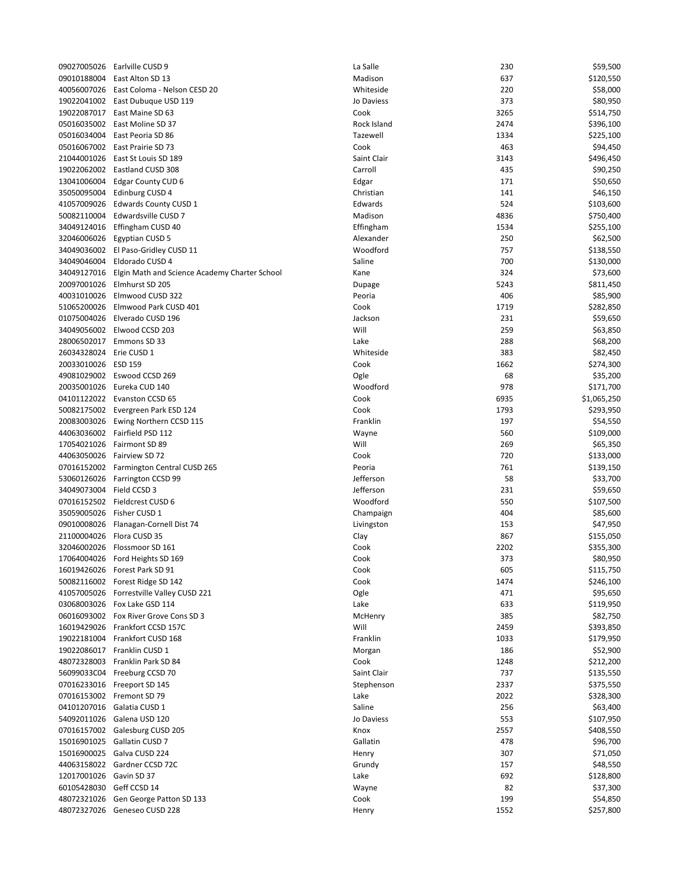| | | | | |
|---|---|---|---|---|
| 09027005026 | Earlville CUSD 9 | La Salle | 230 | $59,500 |
| 09010188004 | East Alton SD 13 | Madison | 637 | $120,550 |
| 40056007026 | East Coloma - Nelson CESD 20 | Whiteside | 220 | $58,000 |
| 19022041002 | East Dubuque USD 119 | Jo Daviess | 373 | $80,950 |
| 19022087017 | East Maine SD 63 | Cook | 3265 | $514,750 |
| 05016035002 | East Moline SD 37 | Rock Island | 2474 | $396,100 |
| 05016034004 | East Peoria SD 86 | Tazewell | 1334 | $225,100 |
| 05016067002 | East Prairie SD 73 | Cook | 463 | $94,450 |
| 21044001026 | East St Louis SD 189 | Saint Clair | 3143 | $496,450 |
| 19022062002 | Eastland CUSD 308 | Carroll | 435 | $90,250 |
| 13041006004 | Edgar County CUD 6 | Edgar | 171 | $50,650 |
| 35050095004 | Edinburg CUSD 4 | Christian | 141 | $46,150 |
| 41057009026 | Edwards County CUSD 1 | Edwards | 524 | $103,600 |
| 50082110004 | Edwardsville CUSD 7 | Madison | 4836 | $750,400 |
| 34049124016 | Effingham CUSD 40 | Effingham | 1534 | $255,100 |
| 32046006026 | Egyptian CUSD 5 | Alexander | 250 | $62,500 |
| 34049036002 | El Paso-Gridley CUSD 11 | Woodford | 757 | $138,550 |
| 34049046004 | Eldorado CUSD 4 | Saline | 700 | $130,000 |
| 34049127016 | Elgin Math and Science Academy Charter School | Kane | 324 | $73,600 |
| 20097001026 | Elmhurst SD 205 | Dupage | 5243 | $811,450 |
| 40031010026 | Elmwood CUSD 322 | Peoria | 406 | $85,900 |
| 51065200026 | Elmwood Park CUSD 401 | Cook | 1719 | $282,850 |
| 01075004026 | Elverado CUSD 196 | Jackson | 231 | $59,650 |
| 34049056002 | Elwood CCSD 203 | Will | 259 | $63,850 |
| 28006502017 | Emmons SD 33 | Lake | 288 | $68,200 |
| 26034328024 | Erie CUSD 1 | Whiteside | 383 | $82,450 |
| 20033010026 | ESD 159 | Cook | 1662 | $274,300 |
| 49081029002 | Eswood CCSD 269 | Ogle | 68 | $35,200 |
| 20035001026 | Eureka CUD 140 | Woodford | 978 | $171,700 |
| 04101122022 | Evanston CCSD 65 | Cook | 6935 | $1,065,250 |
| 50082175002 | Evergreen Park ESD 124 | Cook | 1793 | $293,950 |
| 20083003026 | Ewing Northern CCSD 115 | Franklin | 197 | $54,550 |
| 44063036002 | Fairfield PSD 112 | Wayne | 560 | $109,000 |
| 17054021026 | Fairmont SD 89 | Will | 269 | $65,350 |
| 44063050026 | Fairview SD 72 | Cook | 720 | $133,000 |
| 07016152002 | Farmington Central CUSD 265 | Peoria | 761 | $139,150 |
| 53060126026 | Farrington CCSD 99 | Jefferson | 58 | $33,700 |
| 34049073004 | Field CCSD 3 | Jefferson | 231 | $59,650 |
| 07016152502 | Fieldcrest CUSD 6 | Woodford | 550 | $107,500 |
| 35059005026 | Fisher CUSD 1 | Champaign | 404 | $85,600 |
| 09010008026 | Flanagan-Cornell Dist 74 | Livingston | 153 | $47,950 |
| 21100004026 | Flora CUSD 35 | Clay | 867 | $155,050 |
| 32046002026 | Flossmoor SD 161 | Cook | 2202 | $355,300 |
| 17064004026 | Ford Heights SD 169 | Cook | 373 | $80,950 |
| 16019426026 | Forest Park SD 91 | Cook | 605 | $115,750 |
| 50082116002 | Forest Ridge SD 142 | Cook | 1474 | $246,100 |
| 41057005026 | Forrestville Valley CUSD 221 | Ogle | 471 | $95,650 |
| 03068003026 | Fox Lake GSD 114 | Lake | 633 | $119,950 |
| 06016093002 | Fox River Grove Cons SD 3 | McHenry | 385 | $82,750 |
| 16019429026 | Frankfort CCSD 157C | Will | 2459 | $393,850 |
| 19022181004 | Frankfort CUSD 168 | Franklin | 1033 | $179,950 |
| 19022086017 | Franklin CUSD 1 | Morgan | 186 | $52,900 |
| 48072328003 | Franklin Park SD 84 | Cook | 1248 | $212,200 |
| 56099033C04 | Freeburg CCSD 70 | Saint Clair | 737 | $135,550 |
| 07016233016 | Freeport SD 145 | Stephenson | 2337 | $375,550 |
| 07016153002 | Fremont SD 79 | Lake | 2022 | $328,300 |
| 04101207016 | Galatia CUSD 1 | Saline | 256 | $63,400 |
| 54092011026 | Galena USD 120 | Jo Daviess | 553 | $107,950 |
| 07016157002 | Galesburg CUSD 205 | Knox | 2557 | $408,550 |
| 15016901025 | Gallatin CUSD 7 | Gallatin | 478 | $96,700 |
| 15016900025 | Galva CUSD 224 | Henry | 307 | $71,050 |
| 44063158022 | Gardner CCSD 72C | Grundy | 157 | $48,550 |
| 12017001026 | Gavin SD 37 | Lake | 692 | $128,800 |
| 60105428030 | Geff CCSD 14 | Wayne | 82 | $37,300 |
| 48072321026 | Gen George Patton SD 133 | Cook | 199 | $54,850 |
| 48072327026 | Geneseo CUSD 228 | Henry | 1552 | $257,800 |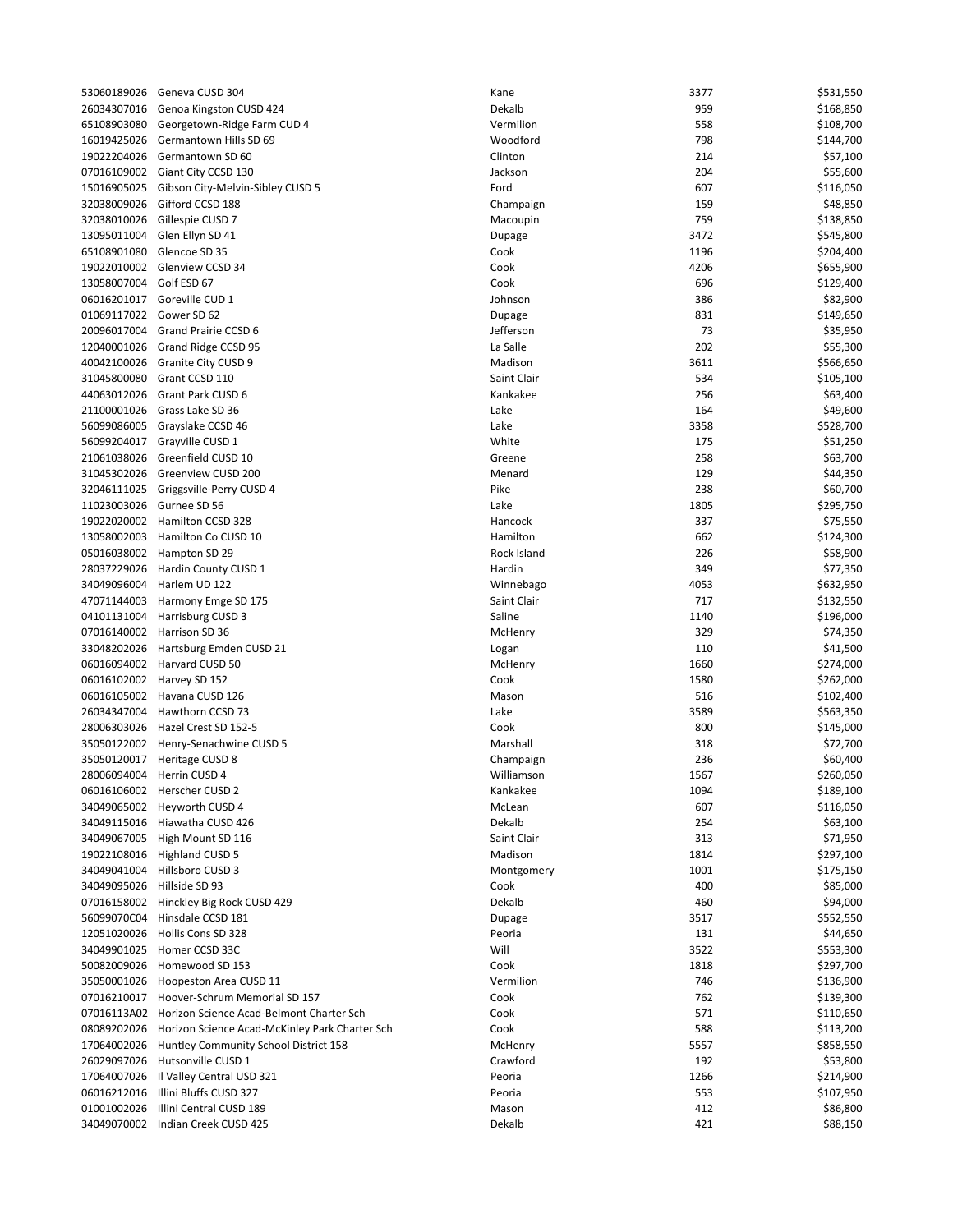| | | | | |
|---|---|---|---|---|
| 53060189026 | Geneva CUSD 304 | Kane | 3377 | $531,550 |
| 26034307016 | Genoa Kingston CUSD 424 | Dekalb | 959 | $168,850 |
| 65108903080 | Georgetown-Ridge Farm CUD 4 | Vermilion | 558 | $108,700 |
| 16019425026 | Germantown Hills SD 69 | Woodford | 798 | $144,700 |
| 19022204026 | Germantown SD 60 | Clinton | 214 | $57,100 |
| 07016109002 | Giant City CCSD 130 | Jackson | 204 | $55,600 |
| 15016905025 | Gibson City-Melvin-Sibley CUSD 5 | Ford | 607 | $116,050 |
| 32038009026 | Gifford CCSD 188 | Champaign | 159 | $48,850 |
| 32038010026 | Gillespie CUSD 7 | Macoupin | 759 | $138,850 |
| 13095011004 | Glen Ellyn SD 41 | Dupage | 3472 | $545,800 |
| 65108901080 | Glencoe SD 35 | Cook | 1196 | $204,400 |
| 19022010002 | Glenview CCSD 34 | Cook | 4206 | $655,900 |
| 13058007004 | Golf ESD 67 | Cook | 696 | $129,400 |
| 06016201017 | Goreville CUD 1 | Johnson | 386 | $82,900 |
| 01069117022 | Gower SD 62 | Dupage | 831 | $149,650 |
| 20096017004 | Grand Prairie CCSD 6 | Jefferson | 73 | $35,950 |
| 12040001026 | Grand Ridge CCSD 95 | La Salle | 202 | $55,300 |
| 40042100026 | Granite City CUSD 9 | Madison | 3611 | $566,650 |
| 31045800080 | Grant CCSD 110 | Saint Clair | 534 | $105,100 |
| 44063012026 | Grant Park CUSD 6 | Kankakee | 256 | $63,400 |
| 21100001026 | Grass Lake SD 36 | Lake | 164 | $49,600 |
| 56099086005 | Grayslake CCSD 46 | Lake | 3358 | $528,700 |
| 56099204017 | Grayville CUSD 1 | White | 175 | $51,250 |
| 21061038026 | Greenfield CUSD 10 | Greene | 258 | $63,700 |
| 31045302026 | Greenview CUSD 200 | Menard | 129 | $44,350 |
| 32046111025 | Griggsville-Perry CUSD 4 | Pike | 238 | $60,700 |
| 11023003026 | Gurnee SD 56 | Lake | 1805 | $295,750 |
| 19022020002 | Hamilton CCSD 328 | Hancock | 337 | $75,550 |
| 13058002003 | Hamilton Co CUSD 10 | Hamilton | 662 | $124,300 |
| 05016038002 | Hampton SD 29 | Rock Island | 226 | $58,900 |
| 28037229026 | Hardin County CUSD 1 | Hardin | 349 | $77,350 |
| 34049096004 | Harlem UD 122 | Winnebago | 4053 | $632,950 |
| 47071144003 | Harmony Emge SD 175 | Saint Clair | 717 | $132,550 |
| 04101131004 | Harrisburg CUSD 3 | Saline | 1140 | $196,000 |
| 07016140002 | Harrison SD 36 | McHenry | 329 | $74,350 |
| 33048202026 | Hartsburg Emden CUSD 21 | Logan | 110 | $41,500 |
| 06016094002 | Harvard CUSD 50 | McHenry | 1660 | $274,000 |
| 06016102002 | Harvey SD 152 | Cook | 1580 | $262,000 |
| 06016105002 | Havana CUSD 126 | Mason | 516 | $102,400 |
| 26034347004 | Hawthorn CCSD 73 | Lake | 3589 | $563,350 |
| 28006303026 | Hazel Crest SD 152-5 | Cook | 800 | $145,000 |
| 35050122002 | Henry-Senachwine CUSD 5 | Marshall | 318 | $72,700 |
| 35050120017 | Heritage CUSD 8 | Champaign | 236 | $60,400 |
| 28006094004 | Herrin CUSD 4 | Williamson | 1567 | $260,050 |
| 06016106002 | Herscher CUSD 2 | Kankakee | 1094 | $189,100 |
| 34049065002 | Heyworth CUSD 4 | McLean | 607 | $116,050 |
| 34049115016 | Hiawatha CUSD 426 | Dekalb | 254 | $63,100 |
| 34049067005 | High Mount SD 116 | Saint Clair | 313 | $71,950 |
| 19022108016 | Highland CUSD 5 | Madison | 1814 | $297,100 |
| 34049041004 | Hillsboro CUSD 3 | Montgomery | 1001 | $175,150 |
| 34049095026 | Hillside SD 93 | Cook | 400 | $85,000 |
| 07016158002 | Hinckley Big Rock CUSD 429 | Dekalb | 460 | $94,000 |
| 56099070C04 | Hinsdale CCSD 181 | Dupage | 3517 | $552,550 |
| 12051020026 | Hollis Cons SD 328 | Peoria | 131 | $44,650 |
| 34049901025 | Homer CCSD 33C | Will | 3522 | $553,300 |
| 50082009026 | Homewood SD 153 | Cook | 1818 | $297,700 |
| 35050001026 | Hoopeston Area CUSD 11 | Vermilion | 746 | $136,900 |
| 07016210017 | Hoover-Schrum Memorial SD 157 | Cook | 762 | $139,300 |
| 07016113A02 | Horizon Science Acad-Belmont Charter Sch | Cook | 571 | $110,650 |
| 08089202026 | Horizon Science Acad-McKinley Park Charter Sch | Cook | 588 | $113,200 |
| 17064002026 | Huntley Community School District 158 | McHenry | 5557 | $858,550 |
| 26029097026 | Hutsonville CUSD 1 | Crawford | 192 | $53,800 |
| 17064007026 | Il Valley Central USD 321 | Peoria | 1266 | $214,900 |
| 06016212016 | Illini Bluffs CUSD 327 | Peoria | 553 | $107,950 |
| 01001002026 | Illini Central CUSD 189 | Mason | 412 | $86,800 |
| 34049070002 | Indian Creek CUSD 425 | Dekalb | 421 | $88,150 |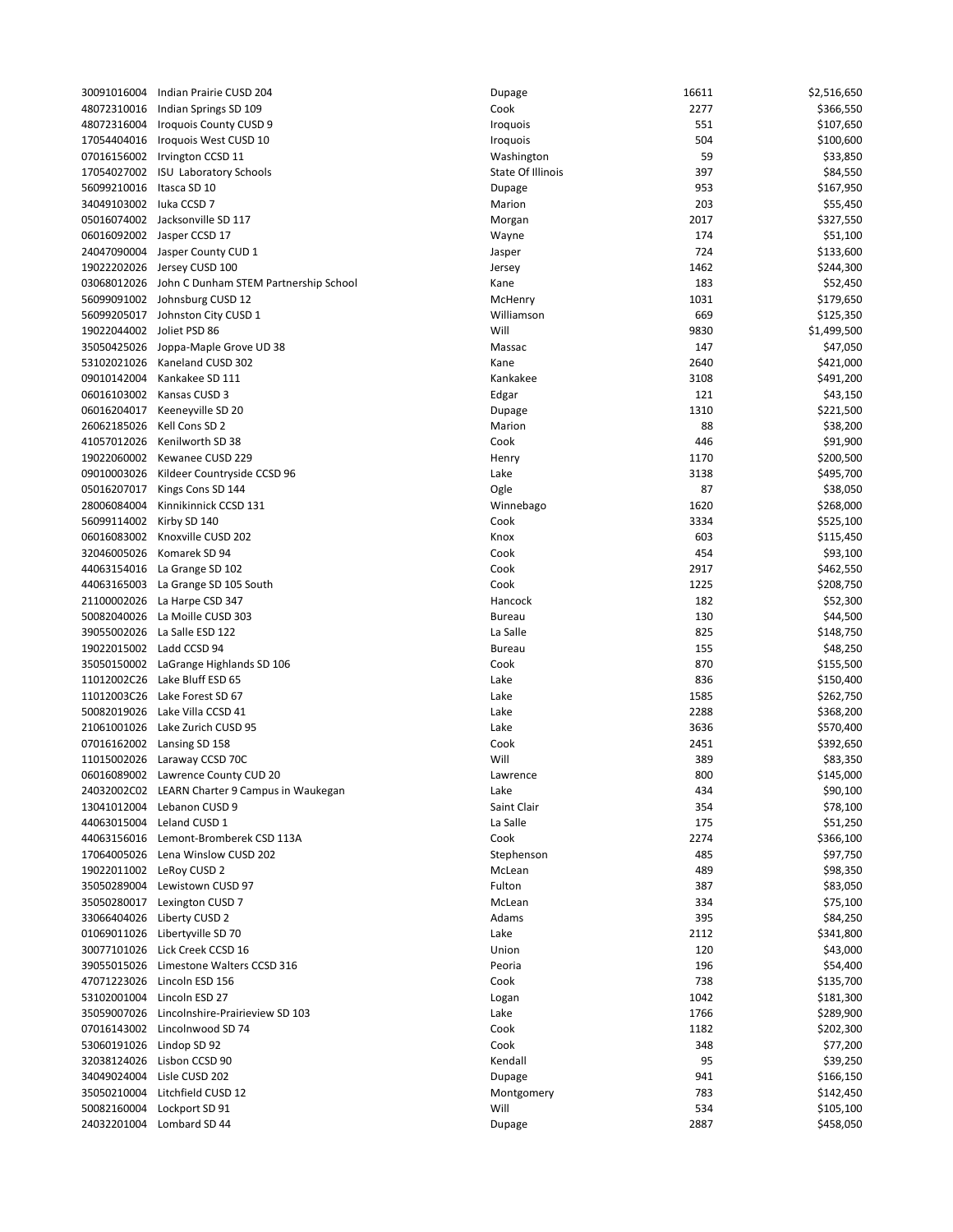| | | | | |
|---|---|---|---|---|
| 30091016004 | Indian Prairie CUSD 204 | Dupage | 16611 | $2,516,650 |
| 48072310016 | Indian Springs SD 109 | Cook | 2277 | $366,550 |
| 48072316004 | Iroquois County CUSD 9 | Iroquois | 551 | $107,650 |
| 17054404016 | Iroquois West CUSD 10 | Iroquois | 504 | $100,600 |
| 07016156002 | Irvington CCSD 11 | Washington | 59 | $33,850 |
| 17054027002 | ISU Laboratory Schools | State Of Illinois | 397 | $84,550 |
| 56099210016 | Itasca SD 10 | Dupage | 953 | $167,950 |
| 34049103002 | Iuka CCSD 7 | Marion | 203 | $55,450 |
| 05016074002 | Jacksonville SD 117 | Morgan | 2017 | $327,550 |
| 06016092002 | Jasper CCSD 17 | Wayne | 174 | $51,100 |
| 24047090004 | Jasper County CUD 1 | Jasper | 724 | $133,600 |
| 19022202026 | Jersey CUSD 100 | Jersey | 1462 | $244,300 |
| 03068012026 | John C Dunham STEM Partnership School | Kane | 183 | $52,450 |
| 56099091002 | Johnsburg CUSD 12 | McHenry | 1031 | $179,650 |
| 56099205017 | Johnston City CUSD 1 | Williamson | 669 | $125,350 |
| 19022044002 | Joliet PSD 86 | Will | 9830 | $1,499,500 |
| 35050425026 | Joppa-Maple Grove UD 38 | Massac | 147 | $47,050 |
| 53102021026 | Kaneland CUSD 302 | Kane | 2640 | $421,000 |
| 09010142004 | Kankakee SD 111 | Kankakee | 3108 | $491,200 |
| 06016103002 | Kansas CUSD 3 | Edgar | 121 | $43,150 |
| 06016204017 | Keeneyville SD 20 | Dupage | 1310 | $221,500 |
| 26062185026 | Kell Cons SD 2 | Marion | 88 | $38,200 |
| 41057012026 | Kenilworth SD 38 | Cook | 446 | $91,900 |
| 19022060002 | Kewanee CUSD 229 | Henry | 1170 | $200,500 |
| 09010003026 | Kildeer Countryside CCSD 96 | Lake | 3138 | $495,700 |
| 05016207017 | Kings Cons SD 144 | Ogle | 87 | $38,050 |
| 28006084004 | Kinnikinnick CCSD 131 | Winnebago | 1620 | $268,000 |
| 56099114002 | Kirby SD 140 | Cook | 3334 | $525,100 |
| 06016083002 | Knoxville CUSD 202 | Knox | 603 | $115,450 |
| 32046005026 | Komarek SD 94 | Cook | 454 | $93,100 |
| 44063154016 | La Grange SD 102 | Cook | 2917 | $462,550 |
| 44063165003 | La Grange SD 105 South | Cook | 1225 | $208,750 |
| 21100002026 | La Harpe CSD 347 | Hancock | 182 | $52,300 |
| 50082040026 | La Moille CUSD 303 | Bureau | 130 | $44,500 |
| 39055002026 | La Salle ESD 122 | La Salle | 825 | $148,750 |
| 19022015002 | Ladd CCSD 94 | Bureau | 155 | $48,250 |
| 35050150002 | LaGrange Highlands SD 106 | Cook | 870 | $155,500 |
| 11012002C26 | Lake Bluff ESD 65 | Lake | 836 | $150,400 |
| 11012003C26 | Lake Forest SD 67 | Lake | 1585 | $262,750 |
| 50082019026 | Lake Villa CCSD 41 | Lake | 2288 | $368,200 |
| 21061001026 | Lake Zurich CUSD 95 | Lake | 3636 | $570,400 |
| 07016162002 | Lansing SD 158 | Cook | 2451 | $392,650 |
| 11015002026 | Laraway CCSD 70C | Will | 389 | $83,350 |
| 06016089002 | Lawrence County CUD 20 | Lawrence | 800 | $145,000 |
| 24032002C02 | LEARN Charter 9 Campus in Waukegan | Lake | 434 | $90,100 |
| 13041012004 | Lebanon CUSD 9 | Saint Clair | 354 | $78,100 |
| 44063015004 | Leland CUSD 1 | La Salle | 175 | $51,250 |
| 44063156016 | Lemont-Bromberek CSD 113A | Cook | 2274 | $366,100 |
| 17064005026 | Lena Winslow CUSD 202 | Stephenson | 485 | $97,750 |
| 19022011002 | LeRoy CUSD 2 | McLean | 489 | $98,350 |
| 35050289004 | Lewistown CUSD 97 | Fulton | 387 | $83,050 |
| 35050280017 | Lexington CUSD 7 | McLean | 334 | $75,100 |
| 33066404026 | Liberty CUSD 2 | Adams | 395 | $84,250 |
| 01069011026 | Libertyville SD 70 | Lake | 2112 | $341,800 |
| 30077101026 | Lick Creek CCSD 16 | Union | 120 | $43,000 |
| 39055015026 | Limestone Walters CCSD 316 | Peoria | 196 | $54,400 |
| 47071223026 | Lincoln ESD 156 | Cook | 738 | $135,700 |
| 53102001004 | Lincoln ESD 27 | Logan | 1042 | $181,300 |
| 35059007026 | Lincolnshire-Prairieview SD 103 | Lake | 1766 | $289,900 |
| 07016143002 | Lincolnwood SD 74 | Cook | 1182 | $202,300 |
| 53060191026 | Lindop SD 92 | Cook | 348 | $77,200 |
| 32038124026 | Lisbon CCSD 90 | Kendall | 95 | $39,250 |
| 34049024004 | Lisle CUSD 202 | Dupage | 941 | $166,150 |
| 35050210004 | Litchfield CUSD 12 | Montgomery | 783 | $142,450 |
| 50082160004 | Lockport SD 91 | Will | 534 | $105,100 |
| 24032201004 | Lombard SD 44 | Dupage | 2887 | $458,050 |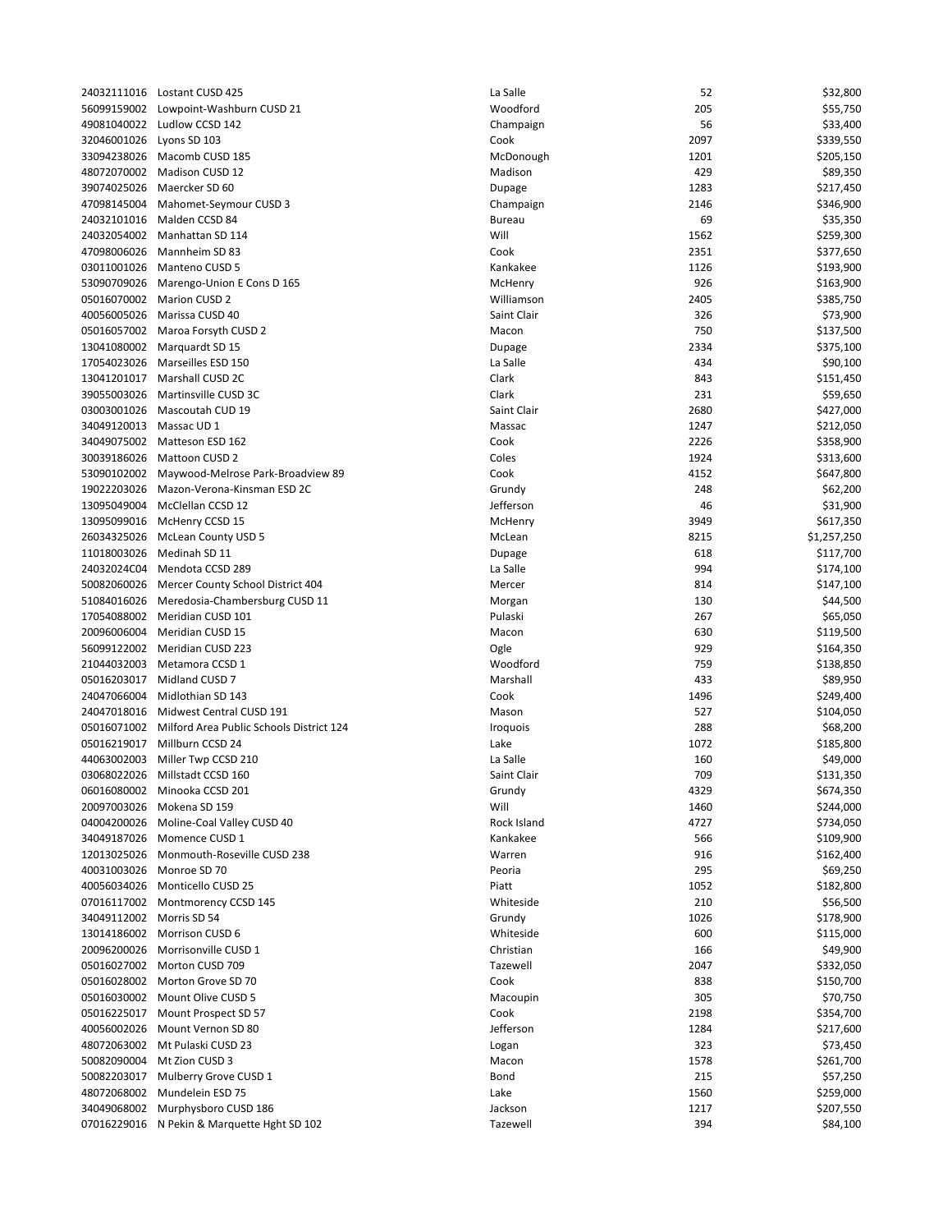| | | | | |
|---|---|---|---|---|
| 24032111016 | Lostant CUSD 425 | La Salle | 52 | $32,800 |
| 56099159002 | Lowpoint-Washburn CUSD 21 | Woodford | 205 | $55,750 |
| 49081040022 | Ludlow CCSD 142 | Champaign | 56 | $33,400 |
| 32046001026 | Lyons SD 103 | Cook | 2097 | $339,550 |
| 33094238026 | Macomb CUSD 185 | McDonough | 1201 | $205,150 |
| 48072070002 | Madison CUSD 12 | Madison | 429 | $89,350 |
| 39074025026 | Maercker SD 60 | Dupage | 1283 | $217,450 |
| 47098145004 | Mahomet-Seymour CUSD 3 | Champaign | 2146 | $346,900 |
| 24032101016 | Malden CCSD 84 | Bureau | 69 | $35,350 |
| 24032054002 | Manhattan SD 114 | Will | 1562 | $259,300 |
| 47098006026 | Mannheim SD 83 | Cook | 2351 | $377,650 |
| 03011001026 | Manteno CUSD 5 | Kankakee | 1126 | $193,900 |
| 53090709026 | Marengo-Union E Cons D 165 | McHenry | 926 | $163,900 |
| 05016070002 | Marion CUSD 2 | Williamson | 2405 | $385,750 |
| 40056005026 | Marissa CUSD 40 | Saint Clair | 326 | $73,900 |
| 05016057002 | Maroa Forsyth CUSD 2 | Macon | 750 | $137,500 |
| 13041080002 | Marquardt SD 15 | Dupage | 2334 | $375,100 |
| 17054023026 | Marseilles ESD 150 | La Salle | 434 | $90,100 |
| 13041201017 | Marshall CUSD 2C | Clark | 843 | $151,450 |
| 39055003026 | Martinsville CUSD 3C | Clark | 231 | $59,650 |
| 03003001026 | Mascoutah CUD 19 | Saint Clair | 2680 | $427,000 |
| 34049120013 | Massac UD 1 | Massac | 1247 | $212,050 |
| 34049075002 | Matteson ESD 162 | Cook | 2226 | $358,900 |
| 30039186026 | Mattoon CUSD 2 | Coles | 1924 | $313,600 |
| 53090102002 | Maywood-Melrose Park-Broadview 89 | Cook | 4152 | $647,800 |
| 19022203026 | Mazon-Verona-Kinsman ESD 2C | Grundy | 248 | $62,200 |
| 13095049004 | McClellan CCSD 12 | Jefferson | 46 | $31,900 |
| 13095099016 | McHenry CCSD 15 | McHenry | 3949 | $617,350 |
| 26034325026 | McLean County USD 5 | McLean | 8215 | $1,257,250 |
| 11018003026 | Medinah SD 11 | Dupage | 618 | $117,700 |
| 24032024C04 | Mendota CCSD 289 | La Salle | 994 | $174,100 |
| 50082060026 | Mercer County School District 404 | Mercer | 814 | $147,100 |
| 51084016026 | Meredosia-Chambersburg CUSD 11 | Morgan | 130 | $44,500 |
| 17054088002 | Meridian CUSD 101 | Pulaski | 267 | $65,050 |
| 20096006004 | Meridian CUSD 15 | Macon | 630 | $119,500 |
| 56099122002 | Meridian CUSD 223 | Ogle | 929 | $164,350 |
| 21044032003 | Metamora CCSD 1 | Woodford | 759 | $138,850 |
| 05016203017 | Midland CUSD 7 | Marshall | 433 | $89,950 |
| 24047066004 | Midlothian SD 143 | Cook | 1496 | $249,400 |
| 24047018016 | Midwest Central CUSD 191 | Mason | 527 | $104,050 |
| 05016071002 | Milford Area Public Schools District 124 | Iroquois | 288 | $68,200 |
| 05016219017 | Millburn CCSD 24 | Lake | 1072 | $185,800 |
| 44063002003 | Miller Twp CCSD 210 | La Salle | 160 | $49,000 |
| 03068022026 | Millstadt CCSD 160 | Saint Clair | 709 | $131,350 |
| 06016080002 | Minooka CCSD 201 | Grundy | 4329 | $674,350 |
| 20097003026 | Mokena SD 159 | Will | 1460 | $244,000 |
| 04004200026 | Moline-Coal Valley CUSD 40 | Rock Island | 4727 | $734,050 |
| 34049187026 | Momence CUSD 1 | Kankakee | 566 | $109,900 |
| 12013025026 | Monmouth-Roseville CUSD 238 | Warren | 916 | $162,400 |
| 40031003026 | Monroe SD 70 | Peoria | 295 | $69,250 |
| 40056034026 | Monticello CUSD 25 | Piatt | 1052 | $182,800 |
| 07016117002 | Montmorency CCSD 145 | Whiteside | 210 | $56,500 |
| 34049112002 | Morris SD 54 | Grundy | 1026 | $178,900 |
| 13014186002 | Morrison CUSD 6 | Whiteside | 600 | $115,000 |
| 20096200026 | Morrisonville CUSD 1 | Christian | 166 | $49,900 |
| 05016027002 | Morton CUSD 709 | Tazewell | 2047 | $332,050 |
| 05016028002 | Morton Grove SD 70 | Cook | 838 | $150,700 |
| 05016030002 | Mount Olive CUSD 5 | Macoupin | 305 | $70,750 |
| 05016225017 | Mount Prospect SD 57 | Cook | 2198 | $354,700 |
| 40056002026 | Mount Vernon SD 80 | Jefferson | 1284 | $217,600 |
| 48072063002 | Mt Pulaski CUSD 23 | Logan | 323 | $73,450 |
| 50082090004 | Mt Zion CUSD 3 | Macon | 1578 | $261,700 |
| 50082203017 | Mulberry Grove CUSD 1 | Bond | 215 | $57,250 |
| 48072068002 | Mundelein ESD 75 | Lake | 1560 | $259,000 |
| 34049068002 | Murphysboro CUSD 186 | Jackson | 1217 | $207,550 |
| 07016229016 | N Pekin & Marquette Hght SD 102 | Tazewell | 394 | $84,100 |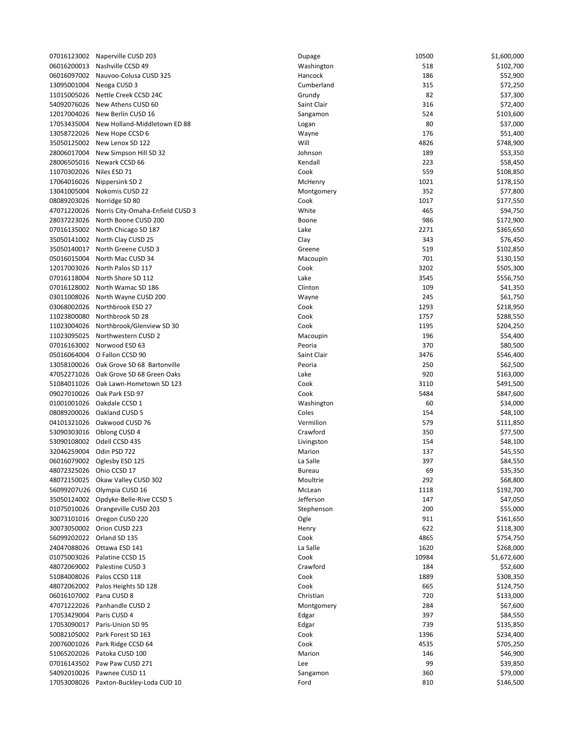| | | | | |
|---|---|---|---|---|
| 07016123002 | Naperville CUSD 203 | Dupage | 10500 | $1,600,000 |
| 06016200013 | Nashville CCSD 49 | Washington | 518 | $102,700 |
| 06016097002 | Nauvoo-Colusa CUSD 325 | Hancock | 186 | $52,900 |
| 13095001004 | Neoga CUSD 3 | Cumberland | 315 | $72,250 |
| 11015005026 | Nettle Creek CCSD 24C | Grundy | 82 | $37,300 |
| 54092076026 | New Athens CUSD 60 | Saint Clair | 316 | $72,400 |
| 12017004026 | New Berlin CUSD 16 | Sangamon | 524 | $103,600 |
| 17053435004 | New Holland-Middletown ED 88 | Logan | 80 | $37,000 |
| 13058722026 | New Hope CCSD 6 | Wayne | 176 | $51,400 |
| 35050125002 | New Lenox SD 122 | Will | 4826 | $748,900 |
| 28006017004 | New Simpson Hill SD 32 | Johnson | 189 | $53,350 |
| 28006505016 | Newark CCSD 66 | Kendall | 223 | $58,450 |
| 11070302026 | Niles ESD 71 | Cook | 559 | $108,850 |
| 17064016026 | Nippersink SD 2 | McHenry | 1021 | $178,150 |
| 13041005004 | Nokomis CUSD 22 | Montgomery | 352 | $77,800 |
| 08089203026 | Norridge SD 80 | Cook | 1017 | $177,550 |
| 47071220026 | Norris City-Omaha-Enfield CUSD 3 | White | 465 | $94,750 |
| 28037223026 | North Boone CUSD 200 | Boone | 986 | $172,900 |
| 07016135002 | North Chicago SD 187 | Lake | 2271 | $365,650 |
| 35050141002 | North Clay CUSD 25 | Clay | 343 | $76,450 |
| 35050140017 | North Greene CUSD 3 | Greene | 519 | $102,850 |
| 05016015004 | North Mac CUSD 34 | Macoupin | 701 | $130,150 |
| 12017003026 | North Palos SD 117 | Cook | 3202 | $505,300 |
| 07016118004 | North Shore SD 112 | Lake | 3545 | $556,750 |
| 07016128002 | North Wamac SD 186 | Clinton | 109 | $41,350 |
| 03011008026 | North Wayne CUSD 200 | Wayne | 245 | $61,750 |
| 03068002026 | Northbrook ESD 27 | Cook | 1293 | $218,950 |
| 11023800080 | Northbrook SD 28 | Cook | 1757 | $288,550 |
| 11023004026 | Northbrook/Glenview SD 30 | Cook | 1195 | $204,250 |
| 11023095025 | Northwestern CUSD 2 | Macoupin | 196 | $54,400 |
| 07016163002 | Norwood ESD 63 | Peoria | 370 | $80,500 |
| 05016064004 | O Fallon CCSD 90 | Saint Clair | 3476 | $546,400 |
| 13058100026 | Oak Grove SD 68 Bartonville | Peoria | 250 | $62,500 |
| 47052271026 | Oak Grove SD 68 Green Oaks | Lake | 920 | $163,000 |
| 51084011026 | Oak Lawn-Hometown SD 123 | Cook | 3110 | $491,500 |
| 09027010026 | Oak Park ESD 97 | Cook | 5484 | $847,600 |
| 01001001026 | Oakdale CCSD 1 | Washington | 60 | $34,000 |
| 08089200026 | Oakland CUSD 5 | Coles | 154 | $48,100 |
| 04101321026 | Oakwood CUSD 76 | Vermilion | 579 | $111,850 |
| 53090303016 | Oblong CUSD 4 | Crawford | 350 | $77,500 |
| 53090108002 | Odell CCSD 435 | Livingston | 154 | $48,100 |
| 32046259004 | Odin PSD 722 | Marion | 137 | $45,550 |
| 06016079002 | Oglesby ESD 125 | La Salle | 397 | $84,550 |
| 48072325026 | Ohio CCSD 17 | Bureau | 69 | $35,350 |
| 48072150025 | Okaw Valley CUSD 302 | Moultrie | 292 | $68,800 |
| 56099207U26 | Olympia CUSD 16 | McLean | 1118 | $192,700 |
| 35050124002 | Opdyke-Belle-Rive CCSD 5 | Jefferson | 147 | $47,050 |
| 01075010026 | Orangeville CUSD 203 | Stephenson | 200 | $55,000 |
| 30073101016 | Oregon CUSD 220 | Ogle | 911 | $161,650 |
| 30073050002 | Orion CUSD 223 | Henry | 622 | $118,300 |
| 56099202022 | Orland SD 135 | Cook | 4865 | $754,750 |
| 24047088026 | Ottawa ESD 141 | La Salle | 1620 | $268,000 |
| 01075003026 | Palatine CCSD 15 | Cook | 10984 | $1,672,600 |
| 48072069002 | Palestine CUSD 3 | Crawford | 184 | $52,600 |
| 51084008026 | Palos CCSD 118 | Cook | 1889 | $308,350 |
| 48072062002 | Palos Heights SD 128 | Cook | 665 | $124,750 |
| 06016107002 | Pana CUSD 8 | Christian | 720 | $133,000 |
| 47071222026 | Panhandle CUSD 2 | Montgomery | 284 | $67,600 |
| 17053429004 | Paris CUSD 4 | Edgar | 397 | $84,550 |
| 17053090017 | Paris-Union SD 95 | Edgar | 739 | $135,850 |
| 50082105002 | Park Forest SD 163 | Cook | 1396 | $234,400 |
| 20076001026 | Park Ridge CCSD 64 | Cook | 4535 | $705,250 |
| 51065202026 | Patoka CUSD 100 | Marion | 146 | $46,900 |
| 07016143502 | Paw Paw CUSD 271 | Lee | 99 | $39,850 |
| 54092010026 | Pawnee CUSD 11 | Sangamon | 360 | $79,000 |
| 17053008026 | Paxton-Buckley-Loda CUD 10 | Ford | 810 | $146,500 |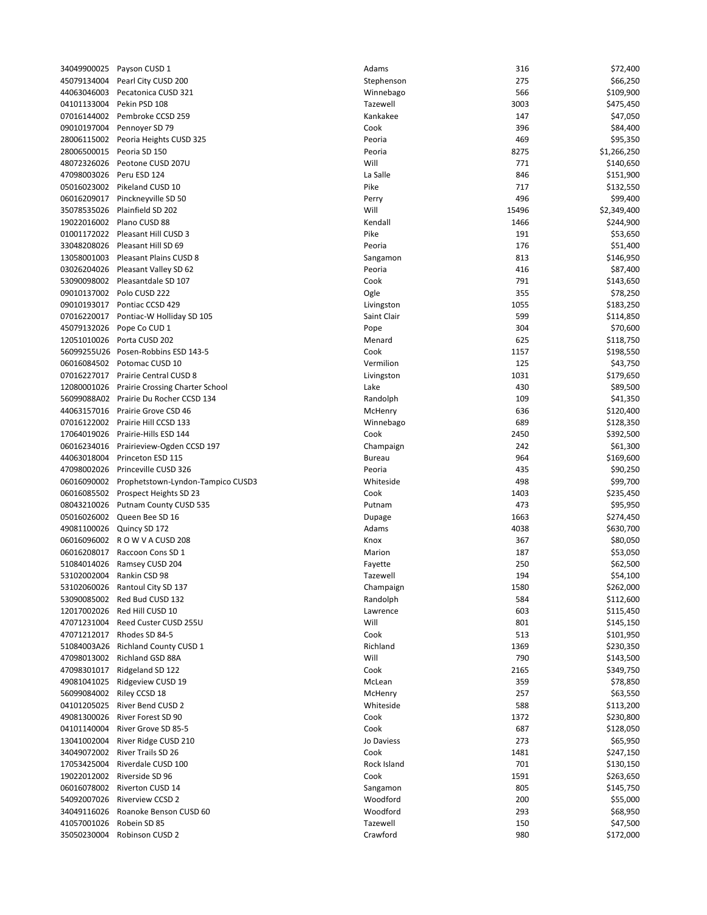| | | | | |
|---|---|---|---|---|
| 34049900025 | Payson CUSD 1 | Adams | 316 | $72,400 |
| 45079134004 | Pearl City CUSD 200 | Stephenson | 275 | $66,250 |
| 44063046003 | Pecatonica CUSD 321 | Winnebago | 566 | $109,900 |
| 04101133004 | Pekin PSD 108 | Tazewell | 3003 | $475,450 |
| 07016144002 | Pembroke CCSD 259 | Kankakee | 147 | $47,050 |
| 09010197004 | Pennoyer SD 79 | Cook | 396 | $84,400 |
| 28006115002 | Peoria Heights CUSD 325 | Peoria | 469 | $95,350 |
| 28006500015 | Peoria SD 150 | Peoria | 8275 | $1,266,250 |
| 48072326026 | Peotone CUSD 207U | Will | 771 | $140,650 |
| 47098003026 | Peru ESD 124 | La Salle | 846 | $151,900 |
| 05016023002 | Pikeland CUSD 10 | Pike | 717 | $132,550 |
| 06016209017 | Pinckneyville SD 50 | Perry | 496 | $99,400 |
| 35078535026 | Plainfield SD 202 | Will | 15496 | $2,349,400 |
| 19022016002 | Plano CUSD 88 | Kendall | 1466 | $244,900 |
| 01001172022 | Pleasant Hill CUSD 3 | Pike | 191 | $53,650 |
| 33048208026 | Pleasant Hill SD 69 | Peoria | 176 | $51,400 |
| 13058001003 | Pleasant Plains CUSD 8 | Sangamon | 813 | $146,950 |
| 03026204026 | Pleasant Valley SD 62 | Peoria | 416 | $87,400 |
| 53090098002 | Pleasantdale SD 107 | Cook | 791 | $143,650 |
| 09010137002 | Polo CUSD 222 | Ogle | 355 | $78,250 |
| 09010193017 | Pontiac CCSD 429 | Livingston | 1055 | $183,250 |
| 07016220017 | Pontiac-W Holliday SD 105 | Saint Clair | 599 | $114,850 |
| 45079132026 | Pope Co CUD 1 | Pope | 304 | $70,600 |
| 12051010026 | Porta CUSD 202 | Menard | 625 | $118,750 |
| 56099255U26 | Posen-Robbins ESD 143-5 | Cook | 1157 | $198,550 |
| 06016084502 | Potomac CUSD 10 | Vermilion | 125 | $43,750 |
| 07016227017 | Prairie Central CUSD 8 | Livingston | 1031 | $179,650 |
| 12080001026 | Prairie Crossing Charter School | Lake | 430 | $89,500 |
| 56099088A02 | Prairie Du Rocher CCSD 134 | Randolph | 109 | $41,350 |
| 44063157016 | Prairie Grove CSD 46 | McHenry | 636 | $120,400 |
| 07016122002 | Prairie Hill CCSD 133 | Winnebago | 689 | $128,350 |
| 17064019026 | Prairie-Hills ESD 144 | Cook | 2450 | $392,500 |
| 06016234016 | Prairieview-Ogden CCSD 197 | Champaign | 242 | $61,300 |
| 44063018004 | Princeton ESD 115 | Bureau | 964 | $169,600 |
| 47098002026 | Princeville CUSD 326 | Peoria | 435 | $90,250 |
| 06016090002 | Prophetstown-Lyndon-Tampico CUSD3 | Whiteside | 498 | $99,700 |
| 06016085502 | Prospect Heights SD 23 | Cook | 1403 | $235,450 |
| 08043210026 | Putnam County CUSD 535 | Putnam | 473 | $95,950 |
| 05016026002 | Queen Bee SD 16 | Dupage | 1663 | $274,450 |
| 49081100026 | Quincy SD 172 | Adams | 4038 | $630,700 |
| 06016096002 | R O W V A CUSD 208 | Knox | 367 | $80,050 |
| 06016208017 | Raccoon Cons SD 1 | Marion | 187 | $53,050 |
| 51084014026 | Ramsey CUSD 204 | Fayette | 250 | $62,500 |
| 53102002004 | Rankin CSD 98 | Tazewell | 194 | $54,100 |
| 53102060026 | Rantoul City SD 137 | Champaign | 1580 | $262,000 |
| 53090085002 | Red Bud CUSD 132 | Randolph | 584 | $112,600 |
| 12017002026 | Red Hill CUSD 10 | Lawrence | 603 | $115,450 |
| 47071231004 | Reed Custer CUSD 255U | Will | 801 | $145,150 |
| 47071212017 | Rhodes SD 84-5 | Cook | 513 | $101,950 |
| 51084003A26 | Richland County CUSD 1 | Richland | 1369 | $230,350 |
| 47098013002 | Richland GSD 88A | Will | 790 | $143,500 |
| 47098301017 | Ridgeland SD 122 | Cook | 2165 | $349,750 |
| 49081041025 | Ridgeview CUSD 19 | McLean | 359 | $78,850 |
| 56099084002 | Riley CCSD 18 | McHenry | 257 | $63,550 |
| 04101205025 | River Bend CUSD 2 | Whiteside | 588 | $113,200 |
| 49081300026 | River Forest SD 90 | Cook | 1372 | $230,800 |
| 04101140004 | River Grove SD 85-5 | Cook | 687 | $128,050 |
| 13041002004 | River Ridge CUSD 210 | Jo Daviess | 273 | $65,950 |
| 34049072002 | River Trails SD 26 | Cook | 1481 | $247,150 |
| 17053425004 | Riverdale CUSD 100 | Rock Island | 701 | $130,150 |
| 19022012002 | Riverside SD 96 | Cook | 1591 | $263,650 |
| 06016078002 | Riverton CUSD 14 | Sangamon | 805 | $145,750 |
| 54092007026 | Riverview CCSD 2 | Woodford | 200 | $55,000 |
| 34049116026 | Roanoke Benson CUSD 60 | Woodford | 293 | $68,950 |
| 41057001026 | Robein SD 85 | Tazewell | 150 | $47,500 |
| 35050230004 | Robinson CUSD 2 | Crawford | 980 | $172,000 |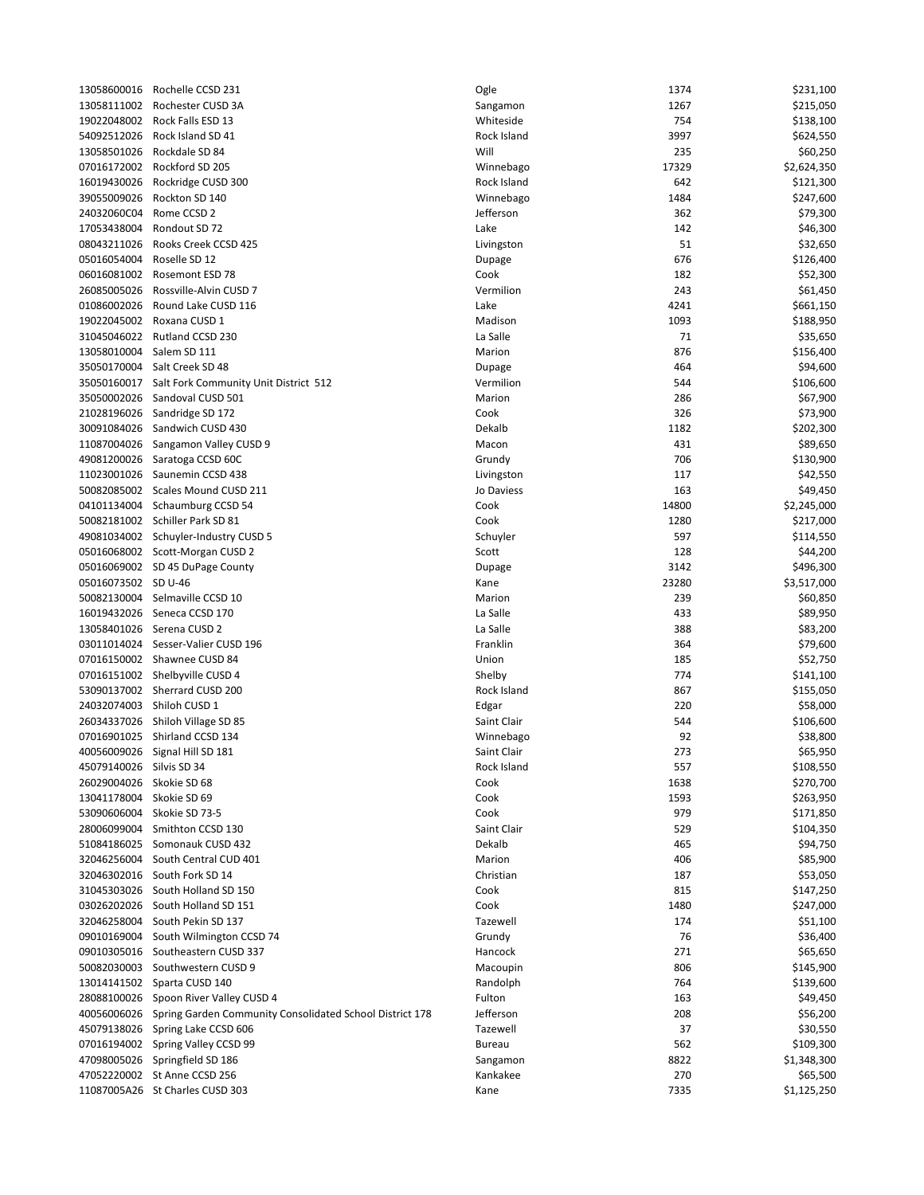| | | | | |
|---|---|---|---|---|
| 13058600016 | Rochelle CCSD 231 | Ogle | 1374 | $231,100 |
| 13058111002 | Rochester CUSD 3A | Sangamon | 1267 | $215,050 |
| 19022048002 | Rock Falls ESD 13 | Whiteside | 754 | $138,100 |
| 54092512026 | Rock Island SD 41 | Rock Island | 3997 | $624,550 |
| 13058501026 | Rockdale SD 84 | Will | 235 | $60,250 |
| 07016172002 | Rockford SD 205 | Winnebago | 17329 | $2,624,350 |
| 16019430026 | Rockridge CUSD 300 | Rock Island | 642 | $121,300 |
| 39055009026 | Rockton SD 140 | Winnebago | 1484 | $247,600 |
| 24032060C04 | Rome CCSD 2 | Jefferson | 362 | $79,300 |
| 17053438004 | Rondout SD 72 | Lake | 142 | $46,300 |
| 08043211026 | Rooks Creek CCSD 425 | Livingston | 51 | $32,650 |
| 05016054004 | Roselle SD 12 | Dupage | 676 | $126,400 |
| 06016081002 | Rosemont ESD 78 | Cook | 182 | $52,300 |
| 26085005026 | Rossville-Alvin CUSD 7 | Vermilion | 243 | $61,450 |
| 01086002026 | Round Lake CUSD 116 | Lake | 4241 | $661,150 |
| 19022045002 | Roxana CUSD 1 | Madison | 1093 | $188,950 |
| 31045046022 | Rutland CCSD 230 | La Salle | 71 | $35,650 |
| 13058010004 | Salem SD 111 | Marion | 876 | $156,400 |
| 35050170004 | Salt Creek SD 48 | Dupage | 464 | $94,600 |
| 35050160017 | Salt Fork Community Unit District 512 | Vermilion | 544 | $106,600 |
| 35050002026 | Sandoval CUSD 501 | Marion | 286 | $67,900 |
| 21028196026 | Sandridge SD 172 | Cook | 326 | $73,900 |
| 30091084026 | Sandwich CUSD 430 | Dekalb | 1182 | $202,300 |
| 11087004026 | Sangamon Valley CUSD 9 | Macon | 431 | $89,650 |
| 49081200026 | Saratoga CCSD 60C | Grundy | 706 | $130,900 |
| 11023001026 | Saunemin CCSD 438 | Livingston | 117 | $42,550 |
| 50082085002 | Scales Mound CUSD 211 | Jo Daviess | 163 | $49,450 |
| 04101134004 | Schaumburg CCSD 54 | Cook | 14800 | $2,245,000 |
| 50082181002 | Schiller Park SD 81 | Cook | 1280 | $217,000 |
| 49081034002 | Schuyler-Industry CUSD 5 | Schuyler | 597 | $114,550 |
| 05016068002 | Scott-Morgan CUSD 2 | Scott | 128 | $44,200 |
| 05016069002 | SD 45 DuPage County | Dupage | 3142 | $496,300 |
| 05016073502 | SD U-46 | Kane | 23280 | $3,517,000 |
| 50082130004 | Selmaville CCSD 10 | Marion | 239 | $60,850 |
| 16019432026 | Seneca CCSD 170 | La Salle | 433 | $89,950 |
| 13058401026 | Serena CUSD 2 | La Salle | 388 | $83,200 |
| 03011014024 | Sesser-Valier CUSD 196 | Franklin | 364 | $79,600 |
| 07016150002 | Shawnee CUSD 84 | Union | 185 | $52,750 |
| 07016151002 | Shelbyville CUSD 4 | Shelby | 774 | $141,100 |
| 53090137002 | Sherrard CUSD 200 | Rock Island | 867 | $155,050 |
| 24032074003 | Shiloh CUSD 1 | Edgar | 220 | $58,000 |
| 26034337026 | Shiloh Village SD 85 | Saint Clair | 544 | $106,600 |
| 07016901025 | Shirland CCSD 134 | Winnebago | 92 | $38,800 |
| 40056009026 | Signal Hill SD 181 | Saint Clair | 273 | $65,950 |
| 45079140026 | Silvis SD 34 | Rock Island | 557 | $108,550 |
| 26029004026 | Skokie SD 68 | Cook | 1638 | $270,700 |
| 13041178004 | Skokie SD 69 | Cook | 1593 | $263,950 |
| 53090606004 | Skokie SD 73-5 | Cook | 979 | $171,850 |
| 28006099004 | Smithton CCSD 130 | Saint Clair | 529 | $104,350 |
| 51084186025 | Somonauk CUSD 432 | Dekalb | 465 | $94,750 |
| 32046256004 | South Central CUD 401 | Marion | 406 | $85,900 |
| 32046302016 | South Fork SD 14 | Christian | 187 | $53,050 |
| 31045303026 | South Holland SD 150 | Cook | 815 | $147,250 |
| 03026202026 | South Holland SD 151 | Cook | 1480 | $247,000 |
| 32046258004 | South Pekin SD 137 | Tazewell | 174 | $51,100 |
| 09010169004 | South Wilmington CCSD 74 | Grundy | 76 | $36,400 |
| 09010305016 | Southeastern CUSD 337 | Hancock | 271 | $65,650 |
| 50082030003 | Southwestern CUSD 9 | Macoupin | 806 | $145,900 |
| 13014141502 | Sparta CUSD 140 | Randolph | 764 | $139,600 |
| 28088100026 | Spoon River Valley CUSD 4 | Fulton | 163 | $49,450 |
| 40056006026 | Spring Garden Community Consolidated School District 178 | Jefferson | 208 | $56,200 |
| 45079138026 | Spring Lake CCSD 606 | Tazewell | 37 | $30,550 |
| 07016194002 | Spring Valley CCSD 99 | Bureau | 562 | $109,300 |
| 47098005026 | Springfield SD 186 | Sangamon | 8822 | $1,348,300 |
| 47052220002 | St Anne CCSD 256 | Kankakee | 270 | $65,500 |
| 11087005A26 | St Charles CUSD 303 | Kane | 7335 | $1,125,250 |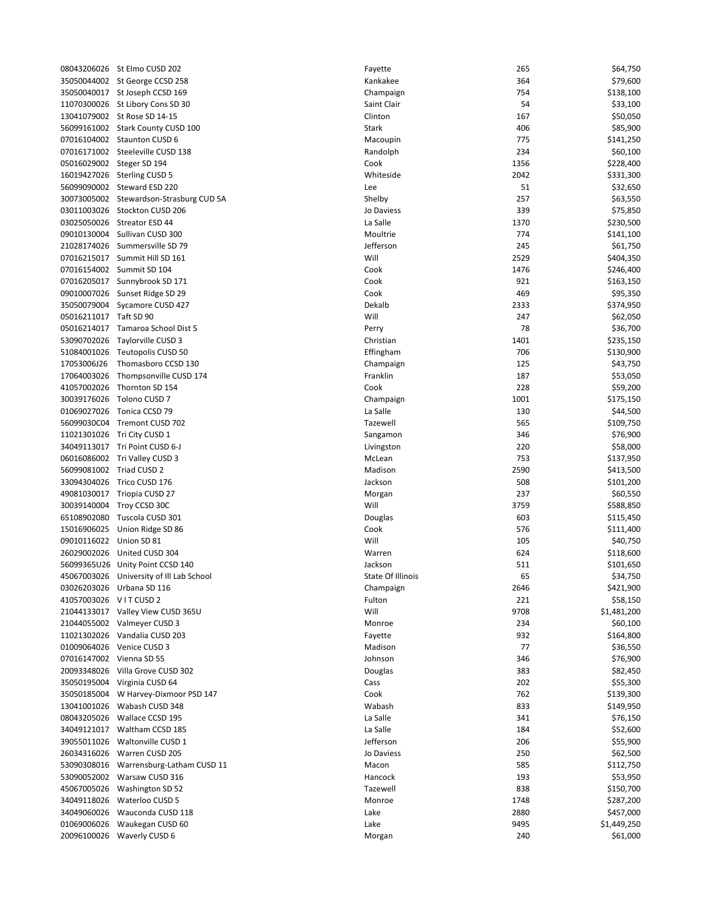| | | | | |
|---|---|---|---|---|
| 08043206026 | St Elmo CUSD 202 | Fayette | 265 | $64,750 |
| 35050044002 | St George CCSD 258 | Kankakee | 364 | $79,600 |
| 35050040017 | St Joseph CCSD 169 | Champaign | 754 | $138,100 |
| 11070300026 | St Libory Cons SD 30 | Saint Clair | 54 | $33,100 |
| 13041079002 | St Rose SD 14-15 | Clinton | 167 | $50,050 |
| 56099161002 | Stark County CUSD 100 | Stark | 406 | $85,900 |
| 07016104002 | Staunton CUSD 6 | Macoupin | 775 | $141,250 |
| 07016171002 | Steeleville CUSD 138 | Randolph | 234 | $60,100 |
| 05016029002 | Steger SD 194 | Cook | 1356 | $228,400 |
| 16019427026 | Sterling CUSD 5 | Whiteside | 2042 | $331,300 |
| 56099090002 | Steward ESD 220 | Lee | 51 | $32,650 |
| 30073005002 | Stewardson-Strasburg CUD 5A | Shelby | 257 | $63,550 |
| 03011003026 | Stockton CUSD 206 | Jo Daviess | 339 | $75,850 |
| 03025050026 | Streator ESD 44 | La Salle | 1370 | $230,500 |
| 09010130004 | Sullivan CUSD 300 | Moultrie | 774 | $141,100 |
| 21028174026 | Summersville SD 79 | Jefferson | 245 | $61,750 |
| 07016215017 | Summit Hill SD 161 | Will | 2529 | $404,350 |
| 07016154002 | Summit SD 104 | Cook | 1476 | $246,400 |
| 07016205017 | Sunnybrook SD 171 | Cook | 921 | $163,150 |
| 09010007026 | Sunset Ridge SD 29 | Cook | 469 | $95,350 |
| 35050079004 | Sycamore CUSD 427 | Dekalb | 2333 | $374,950 |
| 05016211017 | Taft SD 90 | Will | 247 | $62,050 |
| 05016214017 | Tamaroa School Dist 5 | Perry | 78 | $36,700 |
| 53090702026 | Taylorville CUSD 3 | Christian | 1401 | $235,150 |
| 51084001026 | Teutopolis CUSD 50 | Effingham | 706 | $130,900 |
| 17053006J26 | Thomasboro CCSD 130 | Champaign | 125 | $43,750 |
| 17064003026 | Thompsonville CUSD 174 | Franklin | 187 | $53,050 |
| 41057002026 | Thornton SD 154 | Cook | 228 | $59,200 |
| 30039176026 | Tolono CUSD 7 | Champaign | 1001 | $175,150 |
| 01069027026 | Tonica CCSD 79 | La Salle | 130 | $44,500 |
| 56099030C04 | Tremont CUSD 702 | Tazewell | 565 | $109,750 |
| 11021301026 | Tri City CUSD 1 | Sangamon | 346 | $76,900 |
| 34049113017 | Tri Point CUSD 6-J | Livingston | 220 | $58,000 |
| 06016086002 | Tri Valley CUSD 3 | McLean | 753 | $137,950 |
| 56099081002 | Triad CUSD 2 | Madison | 2590 | $413,500 |
| 33094304026 | Trico CUSD 176 | Jackson | 508 | $101,200 |
| 49081030017 | Triopia CUSD 27 | Morgan | 237 | $60,550 |
| 30039140004 | Troy CCSD 30C | Will | 3759 | $588,850 |
| 65108902080 | Tuscola CUSD 301 | Douglas | 603 | $115,450 |
| 15016906025 | Union Ridge SD 86 | Cook | 576 | $111,400 |
| 09010116022 | Union SD 81 | Will | 105 | $40,750 |
| 26029002026 | United CUSD 304 | Warren | 624 | $118,600 |
| 56099365U26 | Unity Point CCSD 140 | Jackson | 511 | $101,650 |
| 45067003026 | University of Ill Lab School | State Of Illinois | 65 | $34,750 |
| 03026203026 | Urbana SD 116 | Champaign | 2646 | $421,900 |
| 41057003026 | V I T CUSD 2 | Fulton | 221 | $58,150 |
| 21044133017 | Valley View CUSD 365U | Will | 9708 | $1,481,200 |
| 21044055002 | Valmeyer CUSD 3 | Monroe | 234 | $60,100 |
| 11021302026 | Vandalia CUSD 203 | Fayette | 932 | $164,800 |
| 01009064026 | Venice CUSD 3 | Madison | 77 | $36,550 |
| 07016147002 | Vienna SD 55 | Johnson | 346 | $76,900 |
| 20093348026 | Villa Grove CUSD 302 | Douglas | 383 | $82,450 |
| 35050195004 | Virginia CUSD 64 | Cass | 202 | $55,300 |
| 35050185004 | W Harvey-Dixmoor PSD 147 | Cook | 762 | $139,300 |
| 13041001026 | Wabash CUSD 348 | Wabash | 833 | $149,950 |
| 08043205026 | Wallace CCSD 195 | La Salle | 341 | $76,150 |
| 34049121017 | Waltham CCSD 185 | La Salle | 184 | $52,600 |
| 39055011026 | Waltonville CUSD 1 | Jefferson | 206 | $55,900 |
| 26034316026 | Warren CUSD 205 | Jo Daviess | 250 | $62,500 |
| 53090308016 | Warrensburg-Latham CUSD 11 | Macon | 585 | $112,750 |
| 53090052002 | Warsaw CUSD 316 | Hancock | 193 | $53,950 |
| 45067005026 | Washington SD 52 | Tazewell | 838 | $150,700 |
| 34049118026 | Waterloo CUSD 5 | Monroe | 1748 | $287,200 |
| 34049060026 | Wauconda CUSD 118 | Lake | 2880 | $457,000 |
| 01069006026 | Waukegan CUSD 60 | Lake | 9495 | $1,449,250 |
| 20096100026 | Waverly CUSD 6 | Morgan | 240 | $61,000 |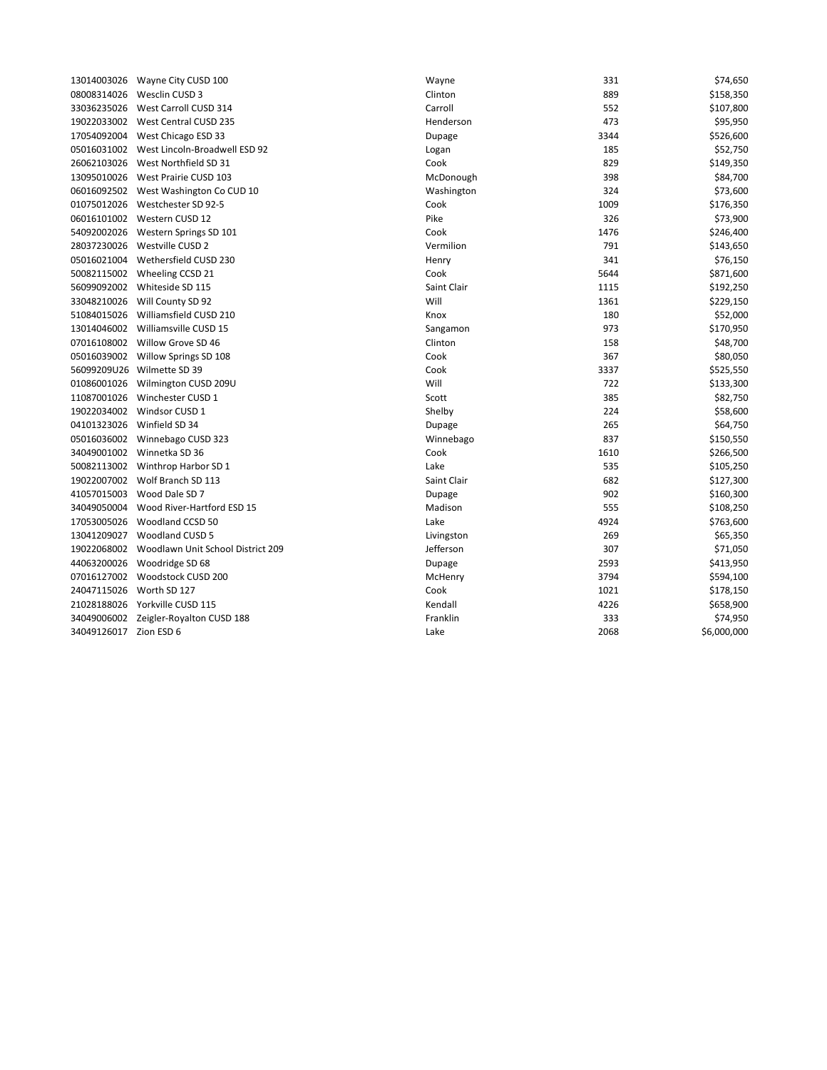| | | | | |
|---|---|---|---|---|
| 13014003026 | Wayne City CUSD 100 | Wayne | 331 | $74,650 |
| 08008314026 | Wesclin CUSD 3 | Clinton | 889 | $158,350 |
| 33036235026 | West Carroll CUSD 314 | Carroll | 552 | $107,800 |
| 19022033002 | West Central CUSD 235 | Henderson | 473 | $95,950 |
| 17054092004 | West Chicago ESD 33 | Dupage | 3344 | $526,600 |
| 05016031002 | West Lincoln-Broadwell ESD 92 | Logan | 185 | $52,750 |
| 26062103026 | West Northfield SD 31 | Cook | 829 | $149,350 |
| 13095010026 | West Prairie CUSD 103 | McDonough | 398 | $84,700 |
| 06016092502 | West Washington Co CUD 10 | Washington | 324 | $73,600 |
| 01075012026 | Westchester SD 92-5 | Cook | 1009 | $176,350 |
| 06016101002 | Western CUSD 12 | Pike | 326 | $73,900 |
| 54092002026 | Western Springs SD 101 | Cook | 1476 | $246,400 |
| 28037230026 | Westville CUSD 2 | Vermilion | 791 | $143,650 |
| 05016021004 | Wethersfield CUSD 230 | Henry | 341 | $76,150 |
| 50082115002 | Wheeling CCSD 21 | Cook | 5644 | $871,600 |
| 56099092002 | Whiteside SD 115 | Saint Clair | 1115 | $192,250 |
| 33048210026 | Will County SD 92 | Will | 1361 | $229,150 |
| 51084015026 | Williamsfield CUSD 210 | Knox | 180 | $52,000 |
| 13014046002 | Williamsville CUSD 15 | Sangamon | 973 | $170,950 |
| 07016108002 | Willow Grove SD 46 | Clinton | 158 | $48,700 |
| 05016039002 | Willow Springs SD 108 | Cook | 367 | $80,050 |
| 56099209U26 | Wilmette SD 39 | Cook | 3337 | $525,550 |
| 01086001026 | Wilmington CUSD 209U | Will | 722 | $133,300 |
| 11087001026 | Winchester CUSD 1 | Scott | 385 | $82,750 |
| 19022034002 | Windsor CUSD 1 | Shelby | 224 | $58,600 |
| 04101323026 | Winfield SD 34 | Dupage | 265 | $64,750 |
| 05016036002 | Winnebago CUSD 323 | Winnebago | 837 | $150,550 |
| 34049001002 | Winnetka SD 36 | Cook | 1610 | $266,500 |
| 50082113002 | Winthrop Harbor SD 1 | Lake | 535 | $105,250 |
| 19022007002 | Wolf Branch SD 113 | Saint Clair | 682 | $127,300 |
| 41057015003 | Wood Dale SD 7 | Dupage | 902 | $160,300 |
| 34049050004 | Wood River-Hartford ESD 15 | Madison | 555 | $108,250 |
| 17053005026 | Woodland CCSD 50 | Lake | 4924 | $763,600 |
| 13041209027 | Woodland CUSD 5 | Livingston | 269 | $65,350 |
| 19022068002 | Woodlawn Unit School District 209 | Jefferson | 307 | $71,050 |
| 44063200026 | Woodridge SD 68 | Dupage | 2593 | $413,950 |
| 07016127002 | Woodstock CUSD 200 | McHenry | 3794 | $594,100 |
| 24047115026 | Worth SD 127 | Cook | 1021 | $178,150 |
| 21028188026 | Yorkville CUSD 115 | Kendall | 4226 | $658,900 |
| 34049006002 | Zeigler-Royalton CUSD 188 | Franklin | 333 | $74,950 |
| 34049126017 | Zion ESD 6 | Lake | 2068 | $6,000,000 |